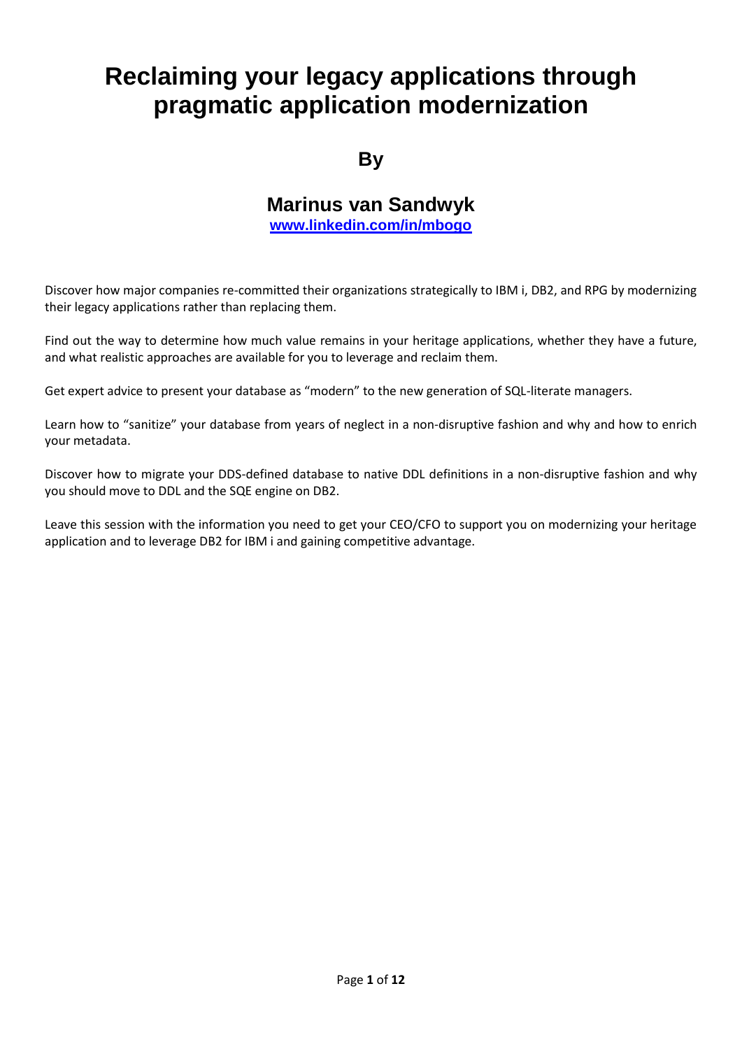# Reclaiming your legacy applications through pragmatic application modernization

## By

## Marinus van Sandwyk

[www.linkedin.com/in/mbogo](http://www.linkedin.com/in/mbogo)

Discover how major companies re-committed their organizations strategically to IBM i, DB2, and RPG by modernizing their legacy applications rather than replacing them.

Find out the way to determine how much value remains in your heritage applications, whether they have a future, and what realistic approaches are available for you to leverage and reclaim them.

Get expert advice to present your database as "modern" to the new generation of SQL-literate managers.

Learn how to "sanitize" your database from years of neglect in a non-disruptive fashion and why and how to enrich your metadata.

Discover how to migrate your DDS-defined database to native DDL definitions in a non-disruptive fashion and why you should move to DDL and the SQE engine on DB2.

Leave this session with the information you need to get your CEO/CFO to support you on modernizing your heritage application and to leverage DB2 for IBM i and gaining competitive advantage.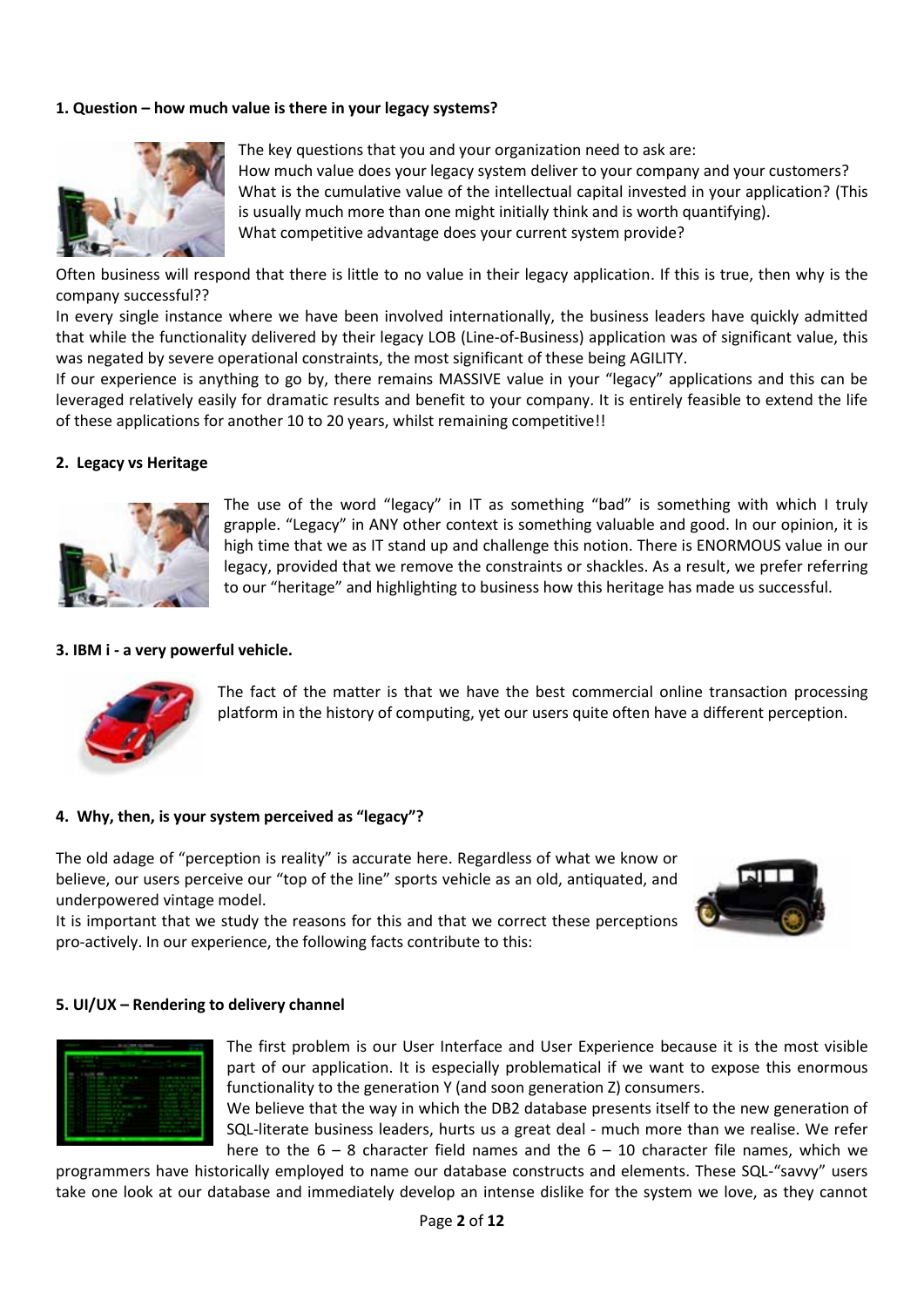### 1. Question – how much value is there in your legacy systems?

The key questions that you and your organization need to ask are:
How much value does your legacy system deliver to your company and your customers?
What is the cumulative value of the intellectual capital invested in your application? (This is usually much more than one might initially think and is worth quantifying).
What competitive advantage does your current system provide?

Often business will respond that there is little to no value in their legacy application. If this is true, then why is the company successful??
In every single instance where we have been involved internationally, the business leaders have quickly admitted that while the functionality delivered by their legacy LOB (Line-of-Business) application was of significant value, this was negated by severe operational constraints, the most significant of these being AGILITY.
If our experience is anything to go by, there remains MASSIVE value in your "legacy" applications and this can be leveraged relatively easily for dramatic results and benefit to your company. It is entirely feasible to extend the life of these applications for another 10 to 20 years, whilst remaining competitive!!

### 2. Legacy vs Heritage

The use of the word "legacy" in IT as something "bad" is something with which I truly grapple. "Legacy" in ANY other context is something valuable and good. In our opinion, it is high time that we as IT stand up and challenge this notion. There is ENORMOUS value in our legacy, provided that we remove the constraints or shackles. As a result, we prefer referring to our "heritage" and highlighting to business how this heritage has made us successful.

### 3. IBM i - a very powerful vehicle.

The fact of the matter is that we have the best commercial online transaction processing platform in the history of computing, yet our users quite often have a different perception.

### 4. Why, then, is your system perceived as "legacy"?

The old adage of "perception is reality" is accurate here. Regardless of what we know or believe, our users perceive our "top of the line" sports vehicle as an old, antiquated, and underpowered vintage model.
It is important that we study the reasons for this and that we correct these perceptions pro-actively. In our experience, the following facts contribute to this:

### 5. UI/UX – Rendering to delivery channel

The first problem is our User Interface and User Experience because it is the most visible part of our application. It is especially problematical if we want to expose this enormous functionality to the generation Y (and soon generation Z) consumers.
We believe that the way in which the DB2 database presents itself to the new generation of SQL-literate business leaders, hurts us a great deal - much more than we realise. We refer here to the 6 – 8 character field names and the 6 – 10 character file names, which we programmers have historically employed to name our database constructs and elements. These SQL-"savvy" users take one look at our database and immediately develop an intense dislike for the system we love, as they cannot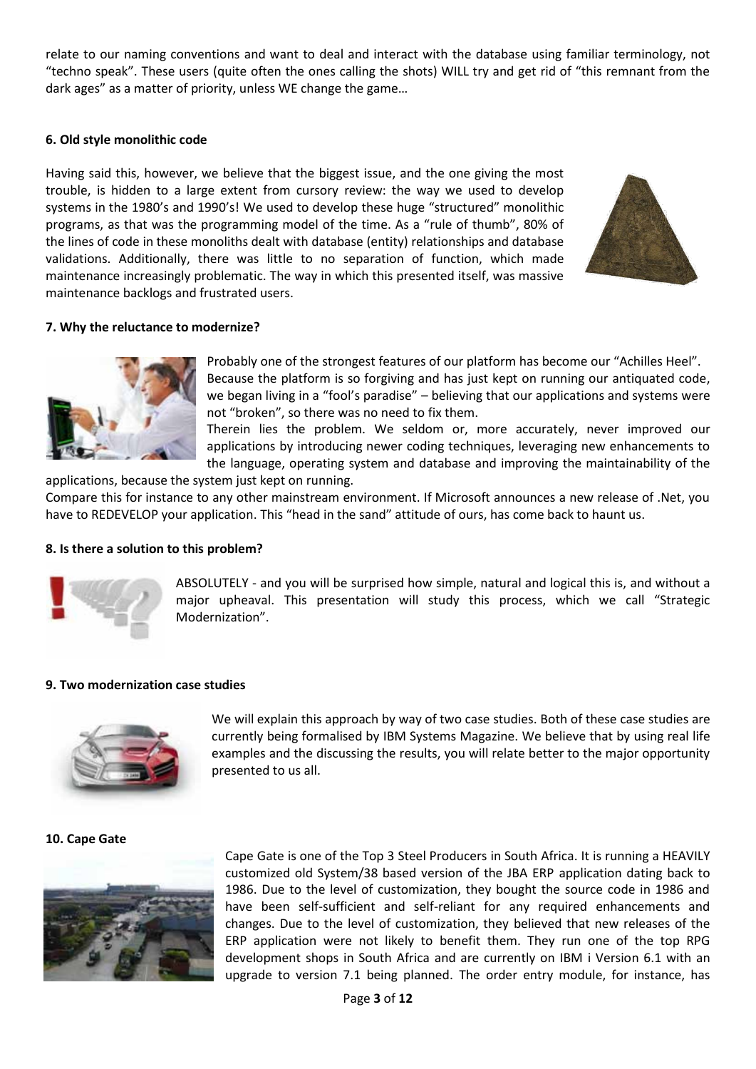relate to our naming conventions and want to deal and interact with the database using familiar terminology, not "techno speak". These users (quite often the ones calling the shots) WILL try and get rid of "this remnant from the dark ages" as a matter of priority, unless WE change the game…

**6. Old style monolithic code**

Having said this, however, we believe that the biggest issue, and the one giving the most trouble, is hidden to a large extent from cursory review: the way we used to develop systems in the 1980's and 1990's! We used to develop these huge "structured" monolithic programs, as that was the programming model of the time. As a "rule of thumb", 80% of the lines of code in these monoliths dealt with database (entity) relationships and database validations. Additionally, there was little to no separation of function, which made maintenance increasingly problematic. The way in which this presented itself, was massive maintenance backlogs and frustrated users.

**7. Why the reluctance to modernize?**

Probably one of the strongest features of our platform has become our "Achilles Heel". Because the platform is so forgiving and has just kept on running our antiquated code, we began living in a "fool's paradise" – believing that our applications and systems were not "broken", so there was no need to fix them.

Therein lies the problem. We seldom or, more accurately, never improved our applications by introducing newer coding techniques, leveraging new enhancements to the language, operating system and database and improving the maintainability of the applications, because the system just kept on running.

Compare this for instance to any other mainstream environment. If Microsoft announces a new release of .Net, you have to REDEVELOP your application. This "head in the sand" attitude of ours, has come back to haunt us.

**8. Is there a solution to this problem?**

ABSOLUTELY - and you will be surprised how simple, natural and logical this is, and without a major upheaval. This presentation will study this process, which we call "Strategic Modernization".

**9. Two modernization case studies**

We will explain this approach by way of two case studies. Both of these case studies are currently being formalised by IBM Systems Magazine. We believe that by using real life examples and the discussing the results, you will relate better to the major opportunity presented to us all.

**10. Cape Gate**

Cape Gate is one of the Top 3 Steel Producers in South Africa. It is running a HEAVILY customized old System/38 based version of the JBA ERP application dating back to 1986. Due to the level of customization, they bought the source code in 1986 and have been self-sufficient and self-reliant for any required enhancements and changes. Due to the level of customization, they believed that new releases of the ERP application were not likely to benefit them. They run one of the top RPG development shops in South Africa and are currently on IBM i Version 6.1 with an upgrade to version 7.1 being planned. The order entry module, for instance, has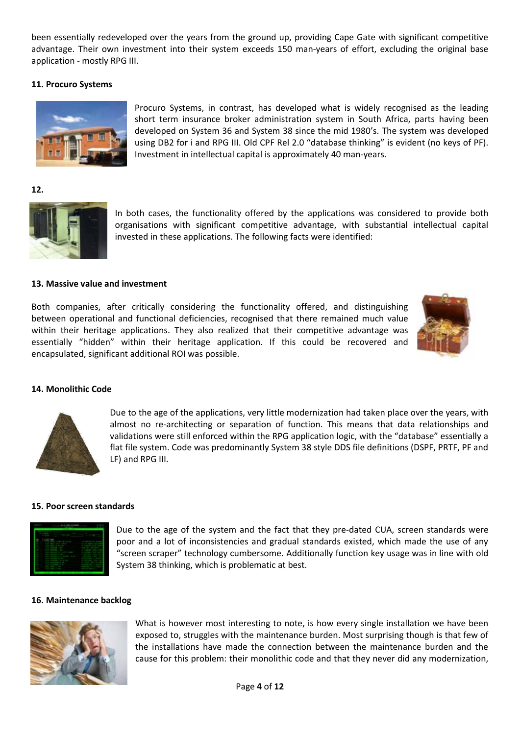been essentially redeveloped over the years from the ground up, providing Cape Gate with significant competitive advantage. Their own investment into their system exceeds 150 man-years of effort, excluding the original base application - mostly RPG III.

**11. Procuro Systems**

Procuro Systems, in contrast, has developed what is widely recognised as the leading short term insurance broker administration system in South Africa, parts having been developed on System 36 and System 38 since the mid 1980's. The system was developed using DB2 for i and RPG III. Old CPF Rel 2.0 "database thinking" is evident (no keys of PF). Investment in intellectual capital is approximately 40 man-years.

**12.**

In both cases, the functionality offered by the applications was considered to provide both organisations with significant competitive advantage, with substantial intellectual capital invested in these applications. The following facts were identified:

**13. Massive value and investment**

Both companies, after critically considering the functionality offered, and distinguishing between operational and functional deficiencies, recognised that there remained much value within their heritage applications. They also realized that their competitive advantage was essentially "hidden" within their heritage application. If this could be recovered and encapsulated, significant additional ROI was possible.

**14. Monolithic Code**

Due to the age of the applications, very little modernization had taken place over the years, with almost no re-architecting or separation of function. This means that data relationships and validations were still enforced within the RPG application logic, with the "database" essentially a flat file system. Code was predominantly System 38 style DDS file definitions (DSPF, PRTF, PF and LF) and RPG III.

**15. Poor screen standards**

Due to the age of the system and the fact that they pre-dated CUA, screen standards were poor and a lot of inconsistencies and gradual standards existed, which made the use of any "screen scraper" technology cumbersome. Additionally function key usage was in line with old System 38 thinking, which is problematic at best.

**16. Maintenance backlog**

What is however most interesting to note, is how every single installation we have been exposed to, struggles with the maintenance burden. Most surprising though is that few of the installations have made the connection between the maintenance burden and the cause for this problem: their monolithic code and that they never did any modernization,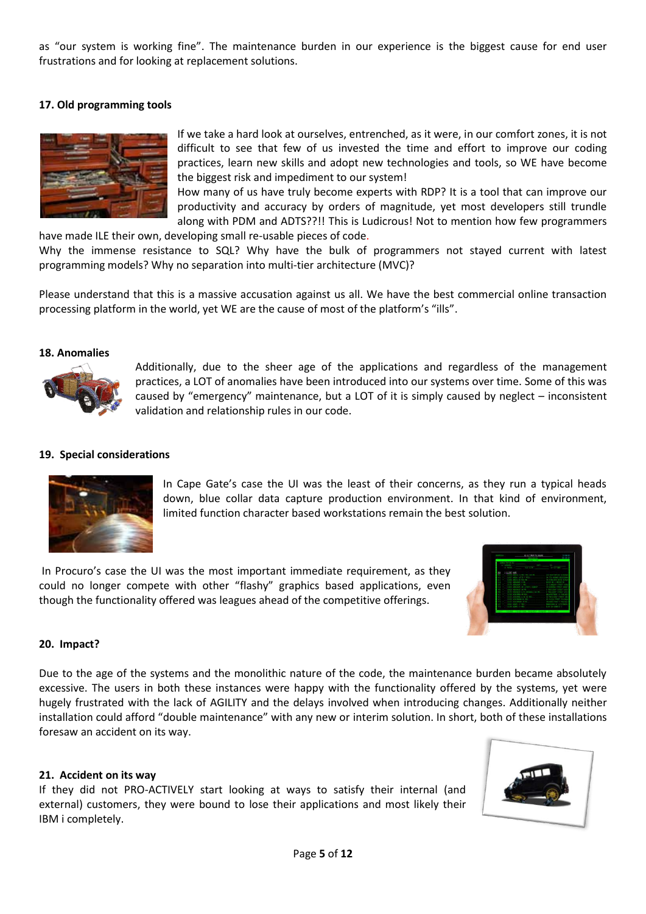as "our system is working fine". The maintenance burden in our experience is the biggest cause for end user frustrations and for looking at replacement solutions.

**17. Old programming tools**

If we take a hard look at ourselves, entrenched, as it were, in our comfort zones, it is not difficult to see that few of us invested the time and effort to improve our coding practices, learn new skills and adopt new technologies and tools, so WE have become the biggest risk and impediment to our system!

How many of us have truly become experts with RDP? It is a tool that can improve our productivity and accuracy by orders of magnitude, yet most developers still trundle along with PDM and ADTS??!! This is Ludicrous! Not to mention how few programmers have made ILE their own, developing small re-usable pieces of code.

Why the immense resistance to SQL? Why have the bulk of programmers not stayed current with latest programming models? Why no separation into multi-tier architecture (MVC)?

Please understand that this is a massive accusation against us all. We have the best commercial online transaction processing platform in the world, yet WE are the cause of most of the platform's "ills".

**18. Anomalies**

Additionally, due to the sheer age of the applications and regardless of the management practices, a LOT of anomalies have been introduced into our systems over time. Some of this was caused by "emergency" maintenance, but a LOT of it is simply caused by neglect – inconsistent validation and relationship rules in our code.

**19. Special considerations**

In Cape Gate's case the UI was the least of their concerns, as they run a typical heads down, blue collar data capture production environment. In that kind of environment, limited function character based workstations remain the best solution.

In Procuro's case the UI was the most important immediate requirement, as they could no longer compete with other "flashy" graphics based applications, even though the functionality offered was leagues ahead of the competitive offerings.

**20. Impact?**

Due to the age of the systems and the monolithic nature of the code, the maintenance burden became absolutely excessive. The users in both these instances were happy with the functionality offered by the systems, yet were hugely frustrated with the lack of AGILITY and the delays involved when introducing changes. Additionally neither installation could afford "double maintenance" with any new or interim solution. In short, both of these installations foresaw an accident on its way.

**21. Accident on its way**

If they did not PRO-ACTIVELY start looking at ways to satisfy their internal (and external) customers, they were bound to lose their applications and most likely their IBM i completely.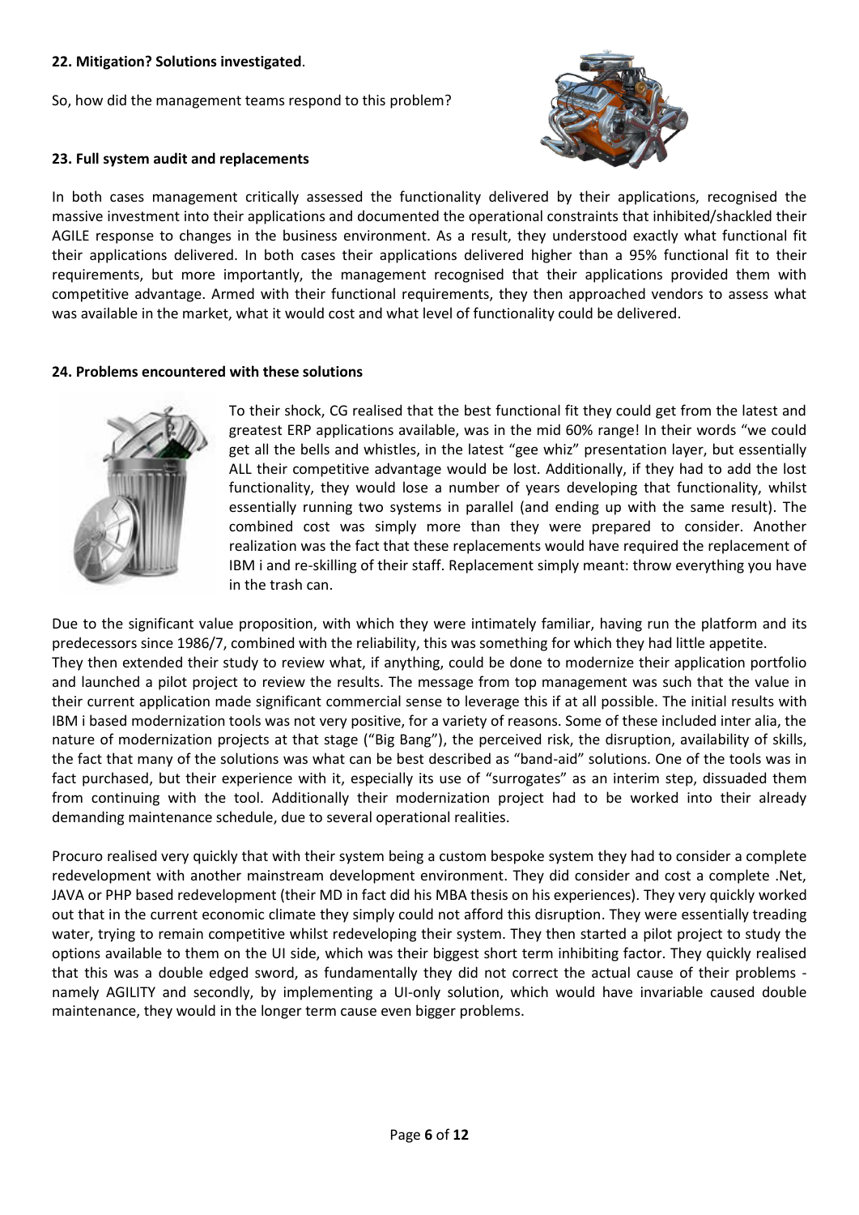**22. Mitigation? Solutions investigated**.

So, how did the management teams respond to this problem?

**23. Full system audit and replacements**

In both cases management critically assessed the functionality delivered by their applications, recognised the massive investment into their applications and documented the operational constraints that inhibited/shackled their AGILE response to changes in the business environment. As a result, they understood exactly what functional fit their applications delivered. In both cases their applications delivered higher than a 95% functional fit to their requirements, but more importantly, the management recognised that their applications provided them with competitive advantage. Armed with their functional requirements, they then approached vendors to assess what was available in the market, what it would cost and what level of functionality could be delivered.

**24. Problems encountered with these solutions**

To their shock, CG realised that the best functional fit they could get from the latest and greatest ERP applications available, was in the mid 60% range! In their words "we could get all the bells and whistles, in the latest "gee whiz" presentation layer, but essentially ALL their competitive advantage would be lost. Additionally, if they had to add the lost functionality, they would lose a number of years developing that functionality, whilst essentially running two systems in parallel (and ending up with the same result). The combined cost was simply more than they were prepared to consider. Another realization was the fact that these replacements would have required the replacement of IBM i and re-skilling of their staff. Replacement simply meant: throw everything you have in the trash can.

Due to the significant value proposition, with which they were intimately familiar, having run the platform and its predecessors since 1986/7, combined with the reliability, this was something for which they had little appetite.
They then extended their study to review what, if anything, could be done to modernize their application portfolio and launched a pilot project to review the results. The message from top management was such that the value in their current application made significant commercial sense to leverage this if at all possible. The initial results with IBM i based modernization tools was not very positive, for a variety of reasons. Some of these included inter alia, the nature of modernization projects at that stage ("Big Bang"), the perceived risk, the disruption, availability of skills, the fact that many of the solutions was what can be best described as "band-aid" solutions. One of the tools was in fact purchased, but their experience with it, especially its use of "surrogates" as an interim step, dissuaded them from continuing with the tool. Additionally their modernization project had to be worked into their already demanding maintenance schedule, due to several operational realities.

Procuro realised very quickly that with their system being a custom bespoke system they had to consider a complete redevelopment with another mainstream development environment. They did consider and cost a complete .Net, JAVA or PHP based redevelopment (their MD in fact did his MBA thesis on his experiences). They very quickly worked out that in the current economic climate they simply could not afford this disruption. They were essentially treading water, trying to remain competitive whilst redeveloping their system. They then started a pilot project to study the options available to them on the UI side, which was their biggest short term inhibiting factor. They quickly realised that this was a double edged sword, as fundamentally they did not correct the actual cause of their problems - namely AGILITY and secondly, by implementing a UI-only solution, which would have invariable caused double maintenance, they would in the longer term cause even bigger problems.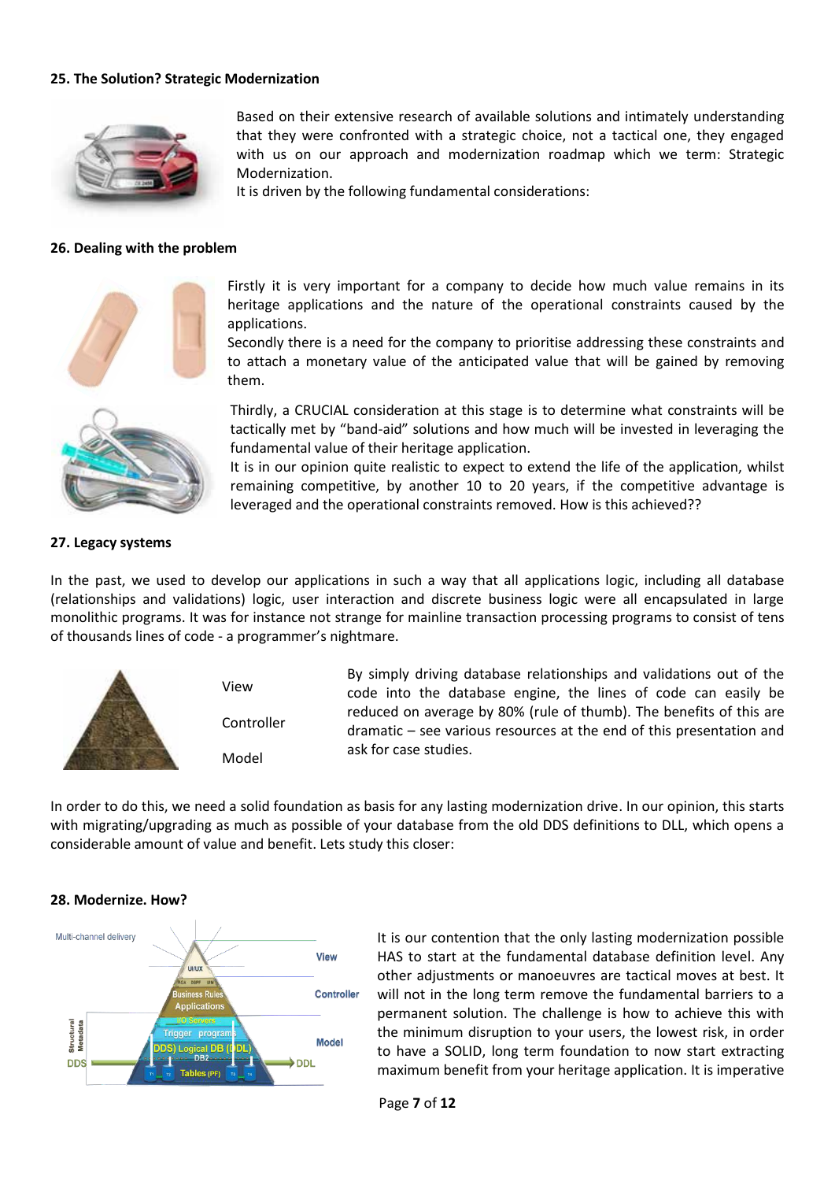#### 25. The Solution? Strategic Modernization

Based on their extensive research of available solutions and intimately understanding that they were confronted with a strategic choice, not a tactical one, they engaged with us on our approach and modernization roadmap which we term: Strategic Modernization.
It is driven by the following fundamental considerations:

#### 26. Dealing with the problem

Firstly it is very important for a company to decide how much value remains in its heritage applications and the nature of the operational constraints caused by the applications.
Secondly there is a need for the company to prioritise addressing these constraints and to attach a monetary value of the anticipated value that will be gained by removing them.

Thirdly, a CRUCIAL consideration at this stage is to determine what constraints will be tactically met by "band-aid" solutions and how much will be invested in leveraging the fundamental value of their heritage application.
It is in our opinion quite realistic to expect to extend the life of the application, whilst remaining competitive, by another 10 to 20 years, if the competitive advantage is leveraged and the operational constraints removed. How is this achieved??

#### 27. Legacy systems

In the past, we used to develop our applications in such a way that all applications logic, including all database (relationships and validations) logic, user interaction and discrete business logic were all encapsulated in large monolithic programs. It was for instance not strange for mainline transaction processing programs to consist of tens of thousands lines of code - a programmer's nightmare.

View

Controller

Model

By simply driving database relationships and validations out of the code into the database engine, the lines of code can easily be reduced on average by 80% (rule of thumb). The benefits of this are dramatic – see various resources at the end of this presentation and ask for case studies.

In order to do this, we need a solid foundation as basis for any lasting modernization drive. In our opinion, this starts with migrating/upgrading as much as possible of your database from the old DDS definitions to DLL, which opens a considerable amount of value and benefit. Lets study this closer:

#### 28. Modernize. How?

It is our contention that the only lasting modernization possible HAS to start at the fundamental database definition level. Any other adjustments or manoeuvres are tactical moves at best. It will not in the long term remove the fundamental barriers to a permanent solution. The challenge is how to achieve this with the minimum disruption to your users, the lowest risk, in order to have a SOLID, long term foundation to now start extracting maximum benefit from your heritage application. It is imperative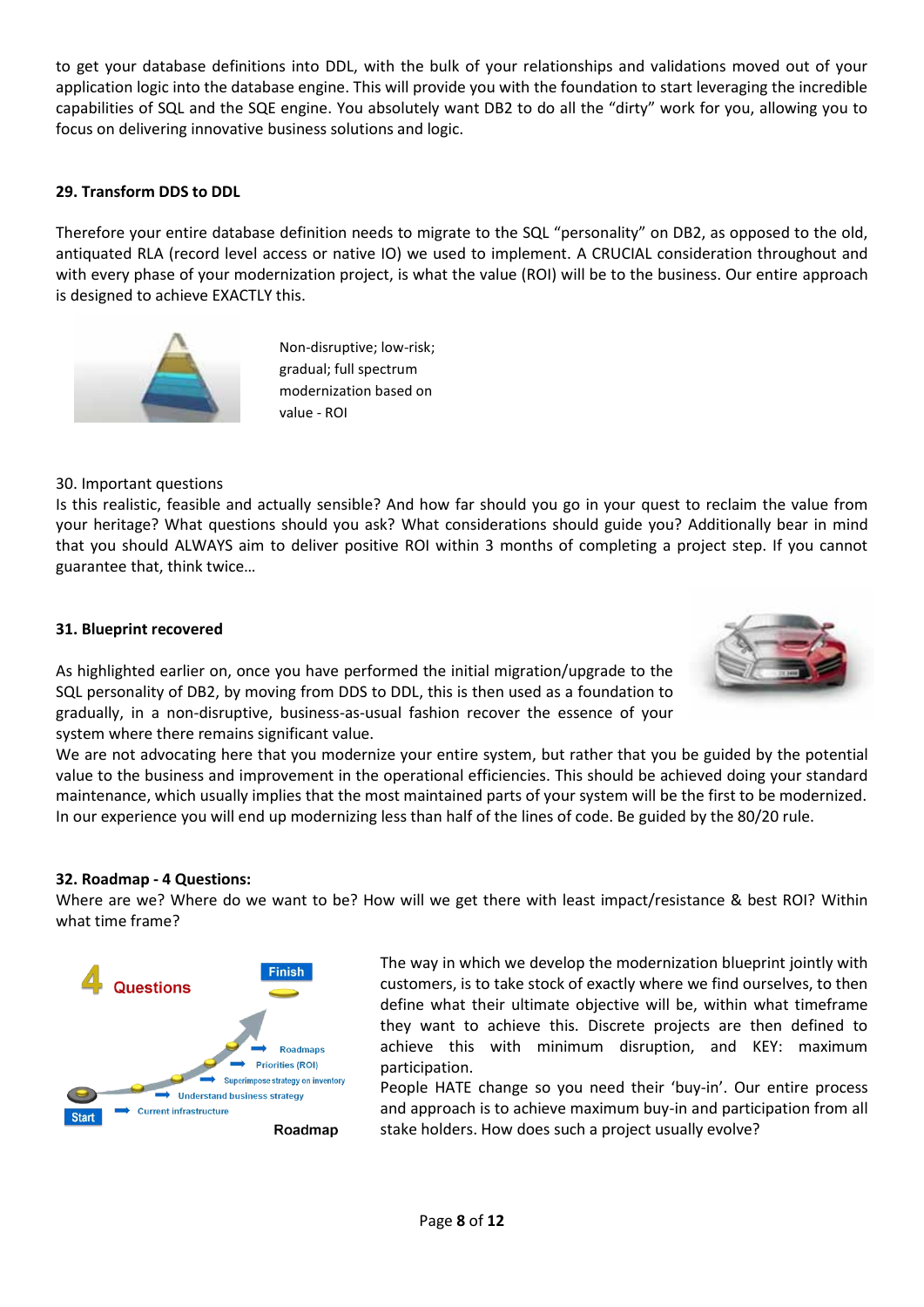to get your database definitions into DDL, with the bulk of your relationships and validations moved out of your application logic into the database engine. This will provide you with the foundation to start leveraging the incredible capabilities of SQL and the SQE engine. You absolutely want DB2 to do all the "dirty" work for you, allowing you to focus on delivering innovative business solutions and logic.

**29. Transform DDS to DDL**

Therefore your entire database definition needs to migrate to the SQL "personality" on DB2, as opposed to the old, antiquated RLA (record level access or native IO) we used to implement. A CRUCIAL consideration throughout and with every phase of your modernization project, is what the value (ROI) will be to the business. Our entire approach is designed to achieve EXACTLY this.

Non-disruptive; low-risk; gradual; full spectrum modernization based on value - ROI

30. Important questions

Is this realistic, feasible and actually sensible? And how far should you go in your quest to reclaim the value from your heritage? What questions should you ask? What considerations should guide you? Additionally bear in mind that you should ALWAYS aim to deliver positive ROI within 3 months of completing a project step. If you cannot guarantee that, think twice…

**31. Blueprint recovered**

As highlighted earlier on, once you have performed the initial migration/upgrade to the SQL personality of DB2, by moving from DDS to DDL, this is then used as a foundation to gradually, in a non-disruptive, business-as-usual fashion recover the essence of your system where there remains significant value.

We are not advocating here that you modernize your entire system, but rather that you be guided by the potential value to the business and improvement in the operational efficiencies. This should be achieved doing your standard maintenance, which usually implies that the most maintained parts of your system will be the first to be modernized. In our experience you will end up modernizing less than half of the lines of code. Be guided by the 80/20 rule.

**32. Roadmap - 4 Questions:**

Where are we? Where do we want to be? How will we get there with least impact/resistance & best ROI? Within what time frame?

4 Questions

Finish

Roadmaps

Priorities (ROI)

Superimpose strategy on inventory

Understand business strategy

Current infrastructure

Start

Roadmap

The way in which we develop the modernization blueprint jointly with customers, is to take stock of exactly where we find ourselves, to then define what their ultimate objective will be, within what timeframe they want to achieve this. Discrete projects are then defined to achieve this with minimum disruption, and KEY: maximum participation.

People HATE change so you need their 'buy-in'. Our entire process and approach is to achieve maximum buy-in and participation from all stake holders. How does such a project usually evolve?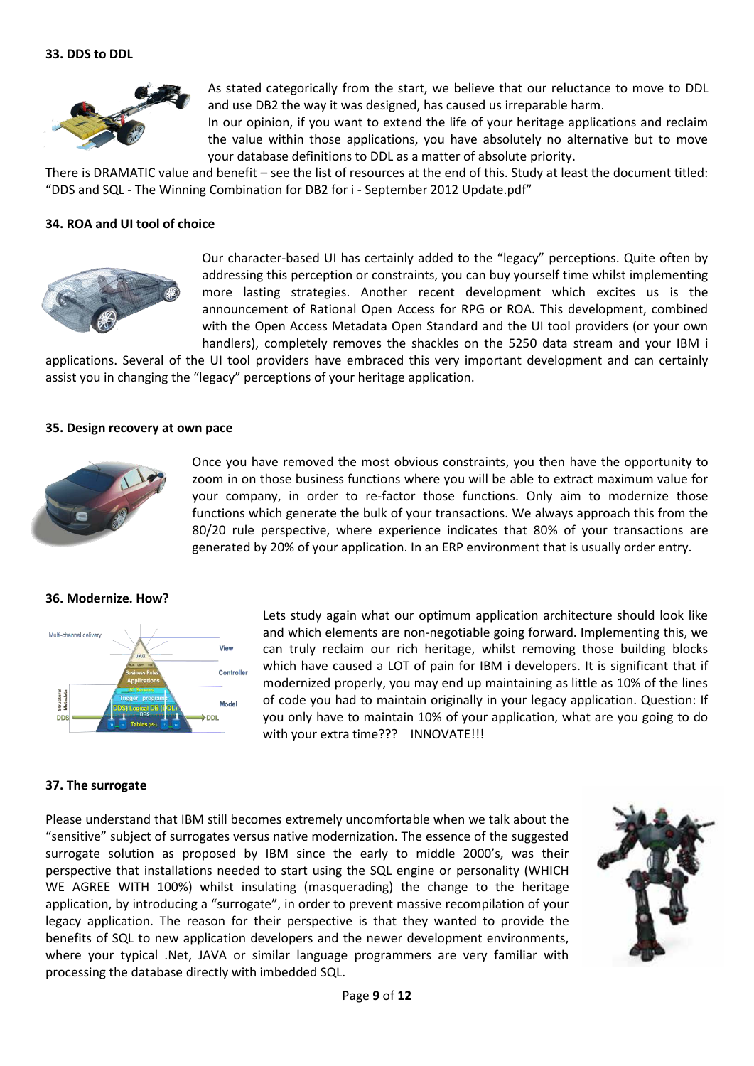### 33. DDS to DDL

As stated categorically from the start, we believe that our reluctance to move to DDL and use DB2 the way it was designed, has caused us irreparable harm.

In our opinion, if you want to extend the life of your heritage applications and reclaim the value within those applications, you have absolutely no alternative but to move your database definitions to DDL as a matter of absolute priority.

There is DRAMATIC value and benefit – see the list of resources at the end of this. Study at least the document titled: "DDS and SQL - The Winning Combination for DB2 for i - September 2012 Update.pdf"

### 34. ROA and UI tool of choice

Our character-based UI has certainly added to the "legacy" perceptions. Quite often by addressing this perception or constraints, you can buy yourself time whilst implementing more lasting strategies. Another recent development which excites us is the announcement of Rational Open Access for RPG or ROA. This development, combined with the Open Access Metadata Open Standard and the UI tool providers (or your own handlers), completely removes the shackles on the 5250 data stream and your IBM i applications. Several of the UI tool providers have embraced this very important development and can certainly assist you in changing the "legacy" perceptions of your heritage application.

### 35. Design recovery at own pace

Once you have removed the most obvious constraints, you then have the opportunity to zoom in on those business functions where you will be able to extract maximum value for your company, in order to re-factor those functions. Only aim to modernize those functions which generate the bulk of your transactions. We always approach this from the 80/20 rule perspective, where experience indicates that 80% of your transactions are generated by 20% of your application. In an ERP environment that is usually order entry.

### 36. Modernize. How?

Lets study again what our optimum application architecture should look like and which elements are non-negotiable going forward. Implementing this, we can truly reclaim our rich heritage, whilst removing those building blocks which have caused a LOT of pain for IBM i developers. It is significant that if modernized properly, you may end up maintaining as little as 10% of the lines of code you had to maintain originally in your legacy application. Question: If you only have to maintain 10% of your application, what are you going to do with your extra time??? INNOVATE!!!

### 37. The surrogate

Please understand that IBM still becomes extremely uncomfortable when we talk about the "sensitive" subject of surrogates versus native modernization. The essence of the suggested surrogate solution as proposed by IBM since the early to middle 2000's, was their perspective that installations needed to start using the SQL engine or personality (WHICH WE AGREE WITH 100%) whilst insulating (masquerading) the change to the heritage application, by introducing a "surrogate", in order to prevent massive recompilation of your legacy application. The reason for their perspective is that they wanted to provide the benefits of SQL to new application developers and the newer development environments, where your typical .Net, JAVA or similar language programmers are very familiar with processing the database directly with imbedded SQL.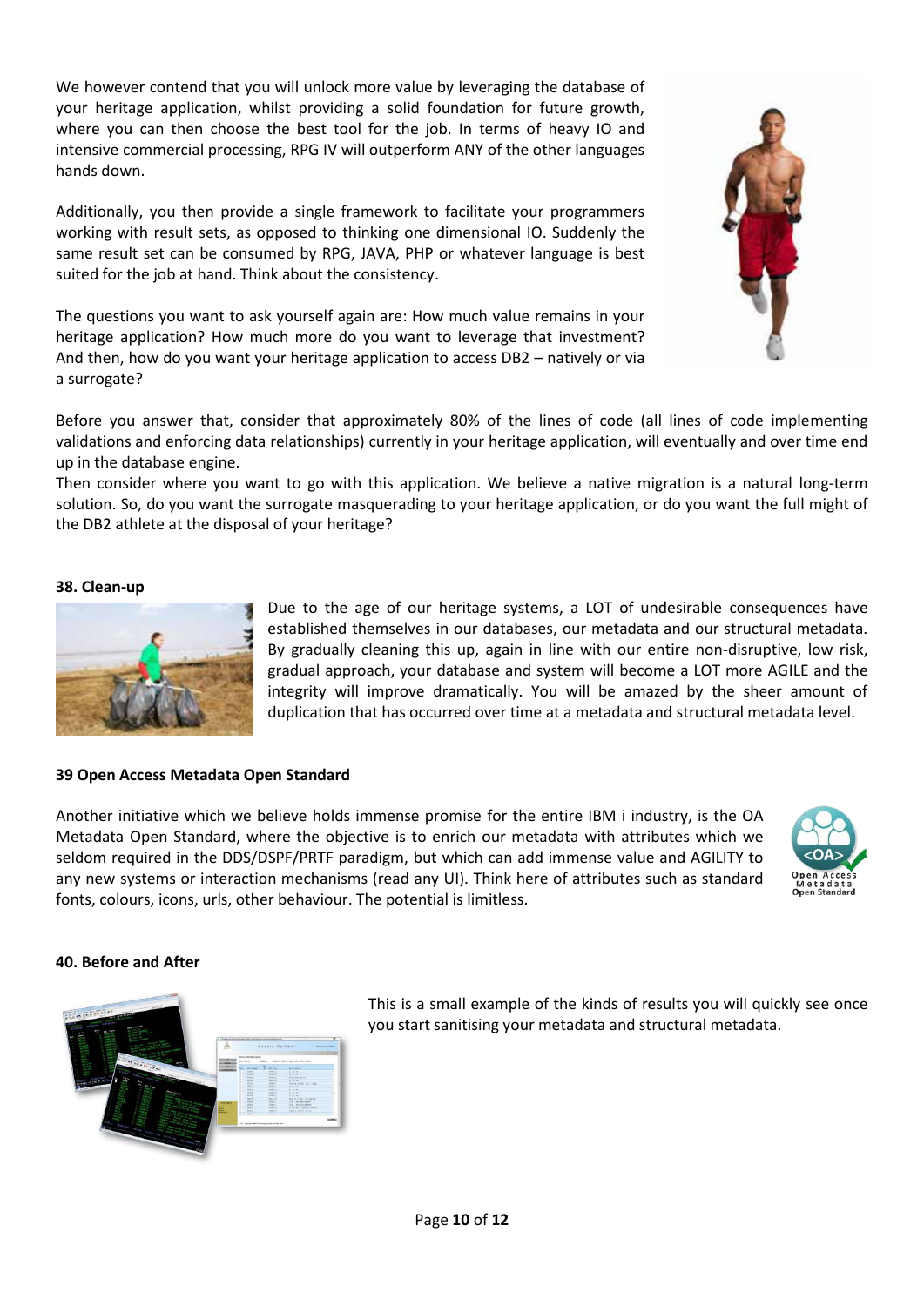We however contend that you will unlock more value by leveraging the database of your heritage application, whilst providing a solid foundation for future growth, where you can then choose the best tool for the job. In terms of heavy IO and intensive commercial processing, RPG IV will outperform ANY of the other languages hands down.

Additionally, you then provide a single framework to facilitate your programmers working with result sets, as opposed to thinking one dimensional IO. Suddenly the same result set can be consumed by RPG, JAVA, PHP or whatever language is best suited for the job at hand. Think about the consistency.

The questions you want to ask yourself again are: How much value remains in your heritage application? How much more do you want to leverage that investment? And then, how do you want your heritage application to access DB2 – natively or via a surrogate?

Before you answer that, consider that approximately 80% of the lines of code (all lines of code implementing validations and enforcing data relationships) currently in your heritage application, will eventually and over time end up in the database engine.

Then consider where you want to go with this application. We believe a native migration is a natural long-term solution. So, do you want the surrogate masquerading to your heritage application, or do you want the full might of the DB2 athlete at the disposal of your heritage?

**38. Clean-up**

Due to the age of our heritage systems, a LOT of undesirable consequences have established themselves in our databases, our metadata and our structural metadata. By gradually cleaning this up, again in line with our entire non-disruptive, low risk, gradual approach, your database and system will become a LOT more AGILE and the integrity will improve dramatically. You will be amazed by the sheer amount of duplication that has occurred over time at a metadata and structural metadata level.

**39 Open Access Metadata Open Standard**

Another initiative which we believe holds immense promise for the entire IBM i industry, is the OA Metadata Open Standard, where the objective is to enrich our metadata with attributes which we seldom required in the DDS/DSPF/PRTF paradigm, but which can add immense value and AGILITY to any new systems or interaction mechanisms (read any UI). Think here of attributes such as standard fonts, colours, icons, urls, other behaviour. The potential is limitless.

**40. Before and After**

This is a small example of the kinds of results you will quickly see once you start sanitising your metadata and structural metadata.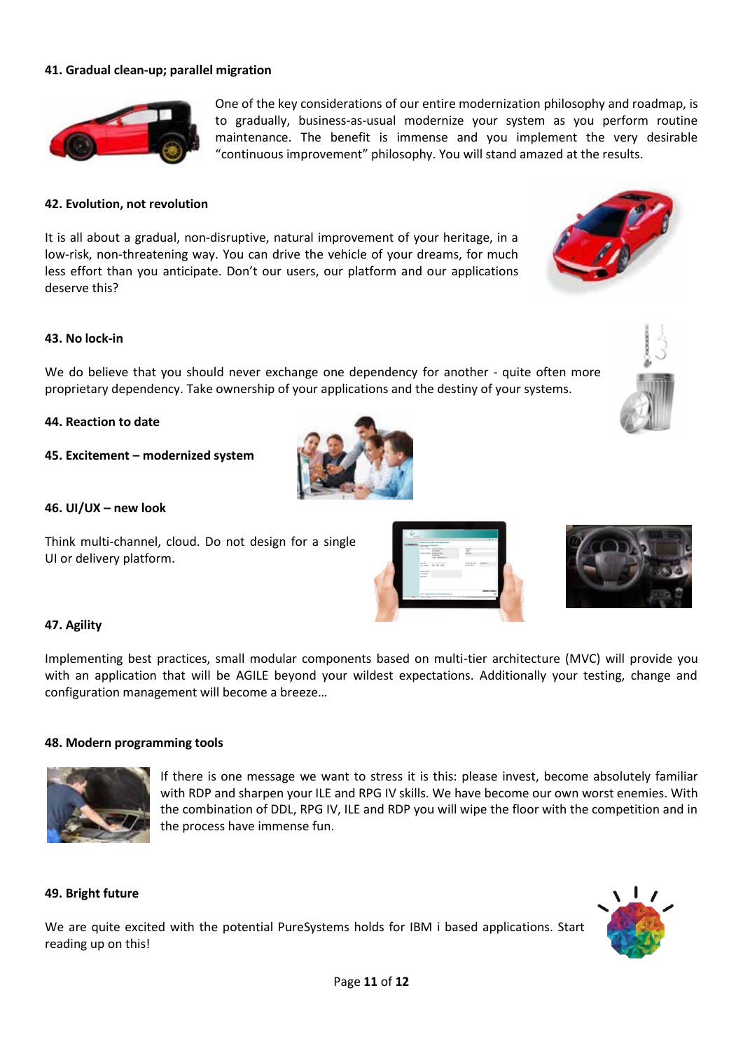**41. Gradual clean-up; parallel migration**

One of the key considerations of our entire modernization philosophy and roadmap, is to gradually, business-as-usual modernize your system as you perform routine maintenance. The benefit is immense and you implement the very desirable "continuous improvement" philosophy. You will stand amazed at the results.

**42. Evolution, not revolution**

It is all about a gradual, non-disruptive, natural improvement of your heritage, in a low-risk, non-threatening way. You can drive the vehicle of your dreams, for much less effort than you anticipate. Don't our users, our platform and our applications deserve this?

**43. No lock-in**

We do believe that you should never exchange one dependency for another - quite often more proprietary dependency. Take ownership of your applications and the destiny of your systems.

**44. Reaction to date**

**45. Excitement – modernized system**

**46. UI/UX – new look**

Think multi-channel, cloud. Do not design for a single UI or delivery platform.

**47. Agility**

Implementing best practices, small modular components based on multi-tier architecture (MVC) will provide you with an application that will be AGILE beyond your wildest expectations. Additionally your testing, change and configuration management will become a breeze…

**48. Modern programming tools**

If there is one message we want to stress it is this: please invest, become absolutely familiar with RDP and sharpen your ILE and RPG IV skills. We have become our own worst enemies. With the combination of DDL, RPG IV, ILE and RDP you will wipe the floor with the competition and in the process have immense fun.

**49. Bright future**

We are quite excited with the potential PureSystems holds for IBM i based applications. Start reading up on this!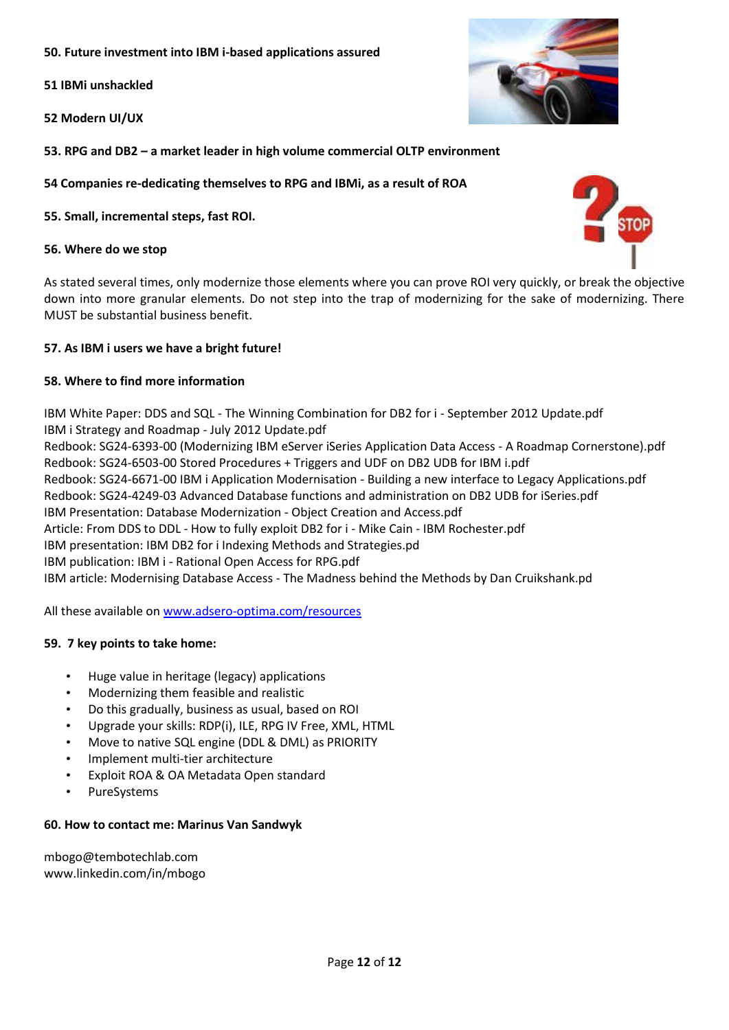**50. Future investment into IBM i-based applications assured**

**51 IBMi unshackled**

**52 Modern UI/UX**

**53. RPG and DB2 – a market leader in high volume commercial OLTP environment**

**54 Companies re-dedicating themselves to RPG and IBMi, as a result of ROA**

**55. Small, incremental steps, fast ROI.**

**56. Where do we stop**

As stated several times, only modernize those elements where you can prove ROI very quickly, or break the objective down into more granular elements. Do not step into the trap of modernizing for the sake of modernizing. There MUST be substantial business benefit.

**57. As IBM i users we have a bright future!**

**58. Where to find more information**

IBM White Paper: DDS and SQL - The Winning Combination for DB2 for i - September 2012 Update.pdf
IBM i Strategy and Roadmap - July 2012 Update.pdf
Redbook: SG24-6393-00 (Modernizing IBM eServer iSeries Application Data Access - A Roadmap Cornerstone).pdf
Redbook: SG24-6503-00 Stored Procedures + Triggers and UDF on DB2 UDB for IBM i.pdf
Redbook: SG24-6671-00 IBM i Application Modernisation - Building a new interface to Legacy Applications.pdf
Redbook: SG24-4249-03 Advanced Database functions and administration on DB2 UDB for iSeries.pdf
IBM Presentation: Database Modernization - Object Creation and Access.pdf
Article: From DDS to DDL - How to fully exploit DB2 for i - Mike Cain - IBM Rochester.pdf
IBM presentation: IBM DB2 for i Indexing Methods and Strategies.pd
IBM publication: IBM i - Rational Open Access for RPG.pdf
IBM article: Modernising Database Access - The Madness behind the Methods by Dan Cruikshank.pd

All these available on www.adsero-optima.com/resources

**59. 7 key points to take home:**

- Huge value in heritage (legacy) applications
- Modernizing them feasible and realistic
- Do this gradually, business as usual, based on ROI
- Upgrade your skills: RDP(i), ILE, RPG IV Free, XML, HTML
- Move to native SQL engine (DDL & DML) as PRIORITY
- Implement multi-tier architecture
- Exploit ROA & OA Metadata Open standard
- PureSystems

**60. How to contact me: Marinus Van Sandwyk**

mbogo@tembotechlab.com
www.linkedin.com/in/mbogo